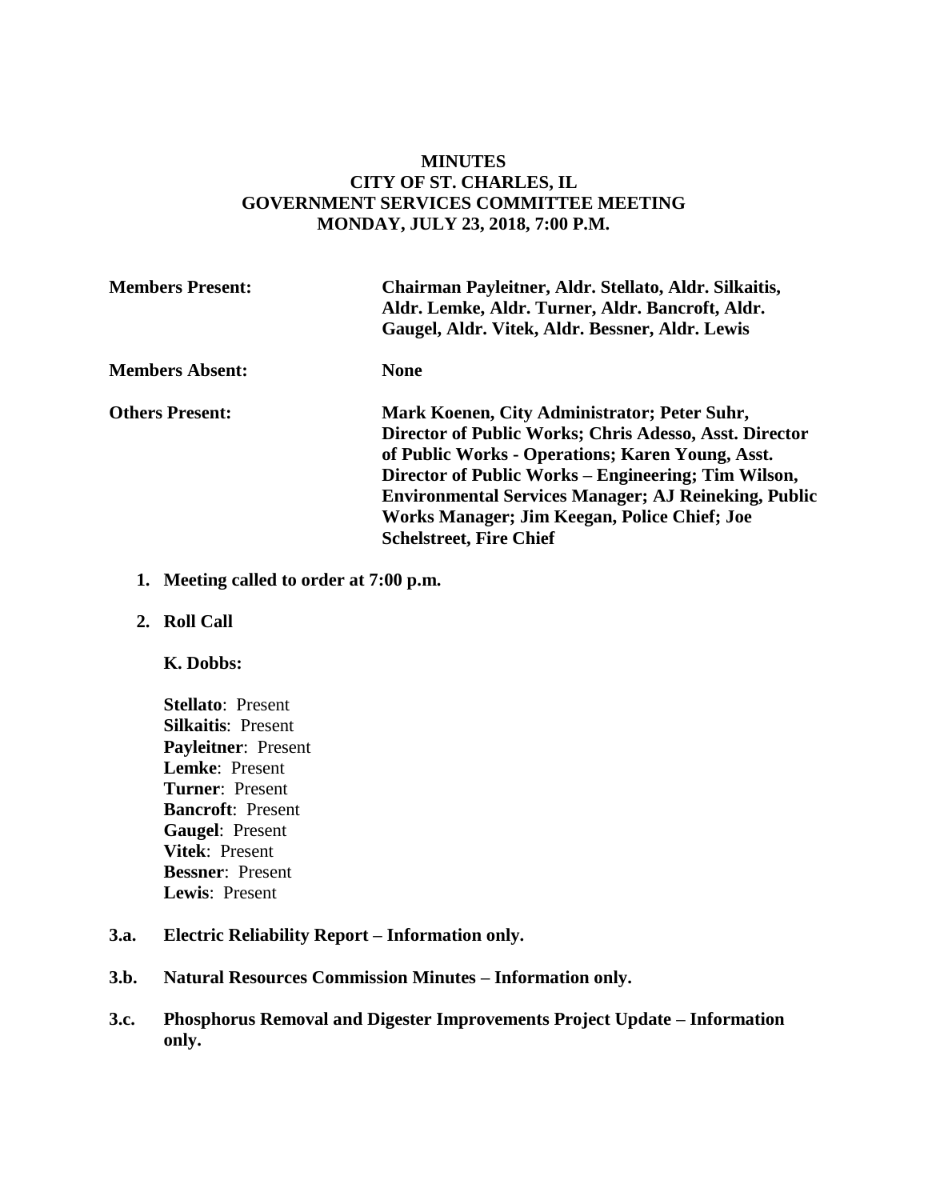**MINUTES**
**CITY OF ST. CHARLES, IL**
**GOVERNMENT SERVICES COMMITTEE MEETING**
**MONDAY, JULY 23, 2018, 7:00 P.M.**

| | |
|---|---|
| **Members Present:** | **Chairman Payleitner, Aldr. Stellato, Aldr. Silkaitis, Aldr. Lemke, Aldr. Turner, Aldr. Bancroft, Aldr. Gaugel, Aldr. Vitek, Aldr. Bessner, Aldr. Lewis** |
| **Members Absent:** | **None** |
| **Others Present:** | **Mark Koenen, City Administrator; Peter Suhr, Director of Public Works; Chris Adesso, Asst. Director of Public Works - Operations; Karen Young, Asst. Director of Public Works – Engineering; Tim Wilson, Environmental Services Manager; AJ Reineking, Public Works Manager; Jim Keegan, Police Chief; Joe Schelstreet, Fire Chief** |

1. **Meeting called to order at 7:00 p.m.**

2. **Roll Call**

   **K. Dobbs:**

   **Stellato**: Present
   **Silkaitis**: Present
   **Payleitner**: Present
   **Lemke**: Present
   **Turner**: Present
   **Bancroft**: Present
   **Gaugel**: Present
   **Vitek**: Present
   **Bessner**: Present
   **Lewis**: Present

**3.a. Electric Reliability Report – Information only.**

**3.b. Natural Resources Commission Minutes – Information only.**

**3.c. Phosphorus Removal and Digester Improvements Project Update – Information only.**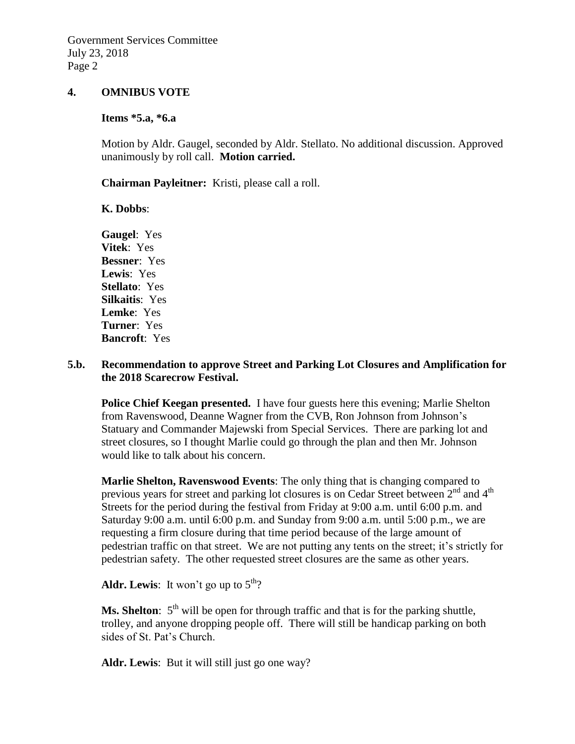## 4. OMNIBUS VOTE

**Items *5.a, *6.a**

Motion by Aldr. Gaugel, seconded by Aldr. Stellato. No additional discussion. Approved unanimously by roll call. **Motion carried.**

**Chairman Payleitner:** Kristi, please call a roll.

**K. Dobbs**:

**Gaugel**: Yes
**Vitek**: Yes
**Bessner**: Yes
**Lewis**: Yes
**Stellato**: Yes
**Silkaitis**: Yes
**Lemke**: Yes
**Turner**: Yes
**Bancroft**: Yes

## 5.b. Recommendation to approve Street and Parking Lot Closures and Amplification for the 2018 Scarecrow Festival.

**Police Chief Keegan presented.** I have four guests here this evening; Marlie Shelton from Ravenswood, Deanne Wagner from the CVB, Ron Johnson from Johnson's Statuary and Commander Majewski from Special Services. There are parking lot and street closures, so I thought Marlie could go through the plan and then Mr. Johnson would like to talk about his concern.

**Marlie Shelton, Ravenswood Events**: The only thing that is changing compared to previous years for street and parking lot closures is on Cedar Street between 2nd and 4th Streets for the period during the festival from Friday at 9:00 a.m. until 6:00 p.m. and Saturday 9:00 a.m. until 6:00 p.m. and Sunday from 9:00 a.m. until 5:00 p.m., we are requesting a firm closure during that time period because of the large amount of pedestrian traffic on that street. We are not putting any tents on the street; it's strictly for pedestrian safety. The other requested street closures are the same as other years.

**Aldr. Lewis**: It won't go up to 5th?

**Ms. Shelton**: 5th will be open for through traffic and that is for the parking shuttle, trolley, and anyone dropping people off. There will still be handicap parking on both sides of St. Pat's Church.

**Aldr. Lewis**: But it will still just go one way?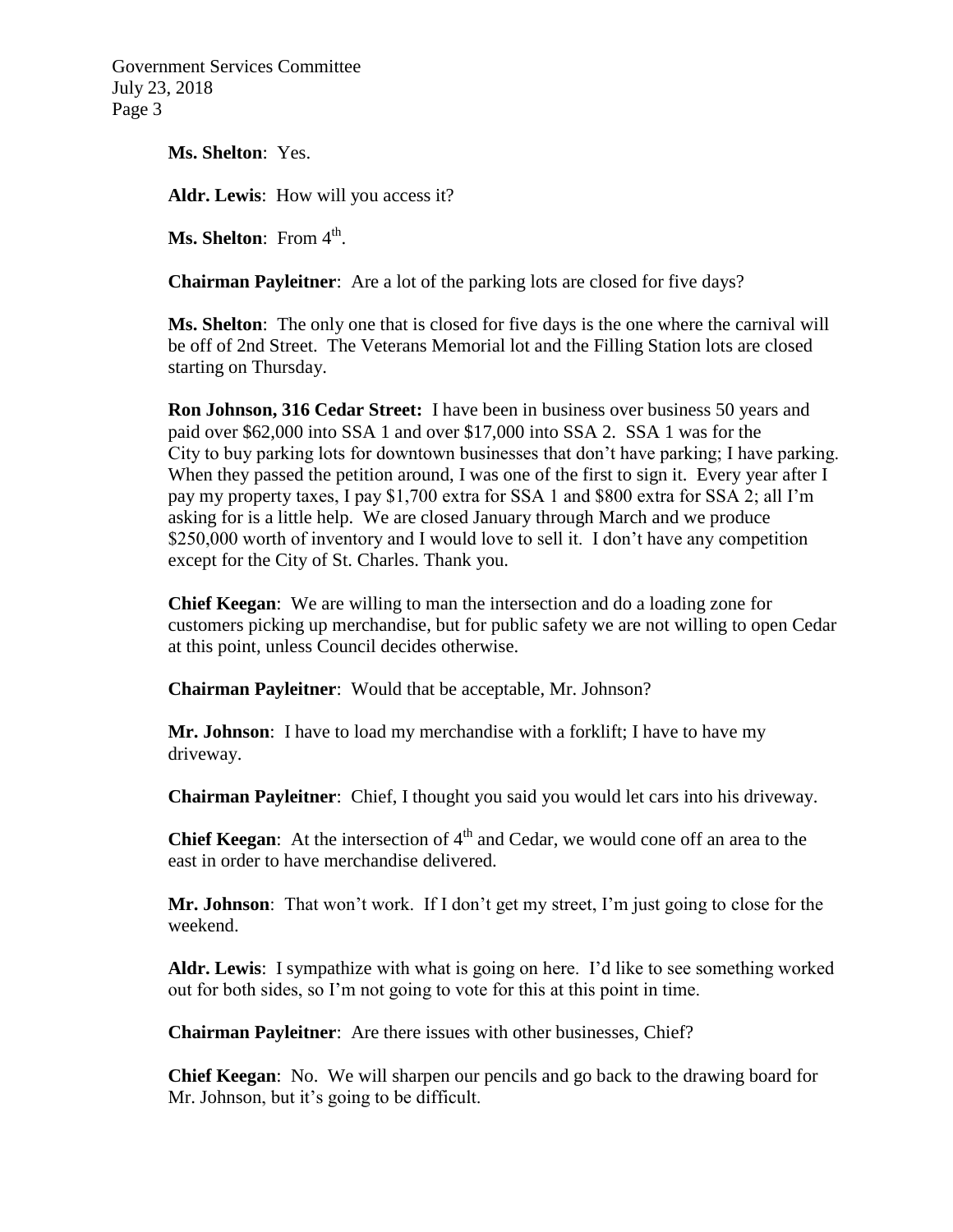**Ms. Shelton**: Yes.

**Aldr. Lewis**: How will you access it?

**Ms. Shelton**: From 4th.

**Chairman Payleitner**: Are a lot of the parking lots are closed for five days?

**Ms. Shelton**: The only one that is closed for five days is the one where the carnival will be off of 2nd Street. The Veterans Memorial lot and the Filling Station lots are closed starting on Thursday.

**Ron Johnson, 316 Cedar Street:** I have been in business over business 50 years and paid over $62,000 into SSA 1 and over $17,000 into SSA 2. SSA 1 was for the City to buy parking lots for downtown businesses that don't have parking; I have parking. When they passed the petition around, I was one of the first to sign it. Every year after I pay my property taxes, I pay $1,700 extra for SSA 1 and $800 extra for SSA 2; all I'm asking for is a little help. We are closed January through March and we produce $250,000 worth of inventory and I would love to sell it. I don't have any competition except for the City of St. Charles. Thank you.

**Chief Keegan**: We are willing to man the intersection and do a loading zone for customers picking up merchandise, but for public safety we are not willing to open Cedar at this point, unless Council decides otherwise.

**Chairman Payleitner**: Would that be acceptable, Mr. Johnson?

**Mr. Johnson**: I have to load my merchandise with a forklift; I have to have my driveway.

**Chairman Payleitner**: Chief, I thought you said you would let cars into his driveway.

**Chief Keegan**: At the intersection of 4th and Cedar, we would cone off an area to the east in order to have merchandise delivered.

**Mr. Johnson**: That won't work. If I don't get my street, I'm just going to close for the weekend.

**Aldr. Lewis**: I sympathize with what is going on here. I'd like to see something worked out for both sides, so I'm not going to vote for this at this point in time.

**Chairman Payleitner**: Are there issues with other businesses, Chief?

**Chief Keegan**: No. We will sharpen our pencils and go back to the drawing board for Mr. Johnson, but it's going to be difficult.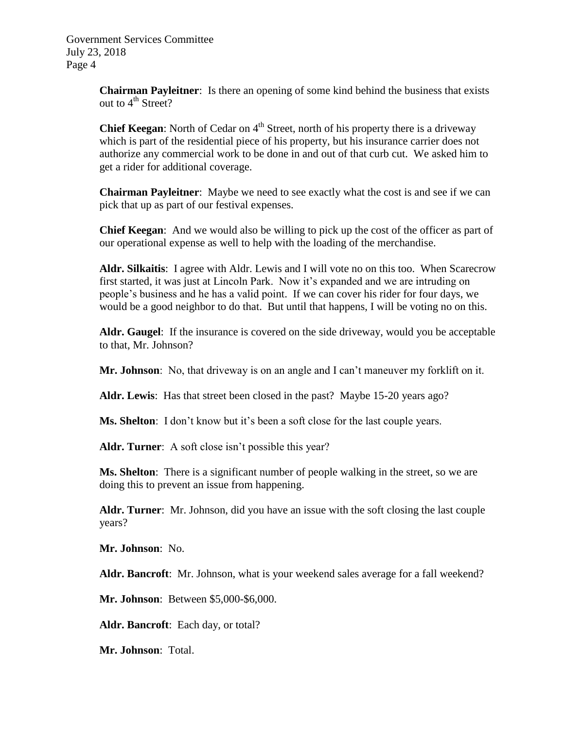**Chairman Payleitner**: Is there an opening of some kind behind the business that exists out to 4th Street?

**Chief Keegan**: North of Cedar on 4th Street, north of his property there is a driveway which is part of the residential piece of his property, but his insurance carrier does not authorize any commercial work to be done in and out of that curb cut. We asked him to get a rider for additional coverage.

**Chairman Payleitner**: Maybe we need to see exactly what the cost is and see if we can pick that up as part of our festival expenses.

**Chief Keegan**: And we would also be willing to pick up the cost of the officer as part of our operational expense as well to help with the loading of the merchandise.

**Aldr. Silkaitis**: I agree with Aldr. Lewis and I will vote no on this too. When Scarecrow first started, it was just at Lincoln Park. Now it's expanded and we are intruding on people's business and he has a valid point. If we can cover his rider for four days, we would be a good neighbor to do that. But until that happens, I will be voting no on this.

**Aldr. Gaugel**: If the insurance is covered on the side driveway, would you be acceptable to that, Mr. Johnson?

**Mr. Johnson**: No, that driveway is on an angle and I can't maneuver my forklift on it.

**Aldr. Lewis**: Has that street been closed in the past? Maybe 15-20 years ago?

**Ms. Shelton**: I don't know but it's been a soft close for the last couple years.

**Aldr. Turner**: A soft close isn't possible this year?

**Ms. Shelton**: There is a significant number of people walking in the street, so we are doing this to prevent an issue from happening.

**Aldr. Turner**: Mr. Johnson, did you have an issue with the soft closing the last couple years?

**Mr. Johnson**: No.

**Aldr. Bancroft**: Mr. Johnson, what is your weekend sales average for a fall weekend?

**Mr. Johnson**: Between $5,000-$6,000.

**Aldr. Bancroft**: Each day, or total?

**Mr. Johnson**: Total.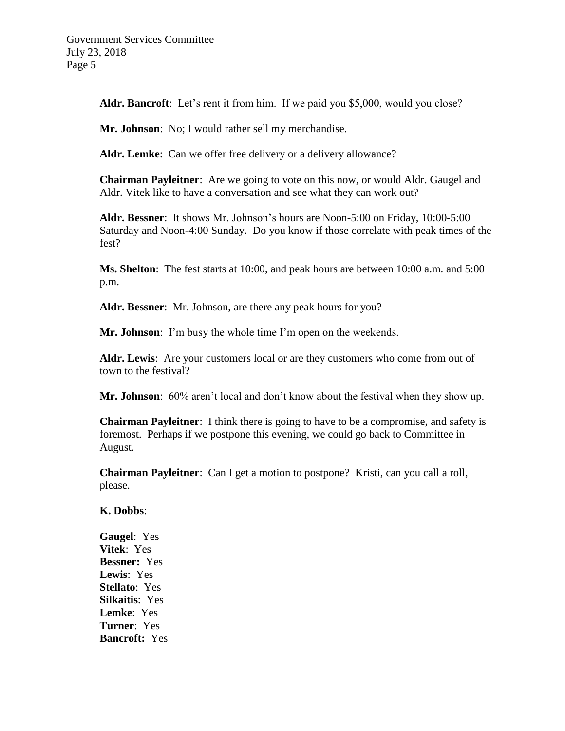**Aldr. Bancroft**: Let's rent it from him. If we paid you $5,000, would you close?

**Mr. Johnson**: No; I would rather sell my merchandise.

**Aldr. Lemke**: Can we offer free delivery or a delivery allowance?

**Chairman Payleitner**: Are we going to vote on this now, or would Aldr. Gaugel and Aldr. Vitek like to have a conversation and see what they can work out?

**Aldr. Bessner**: It shows Mr. Johnson's hours are Noon-5:00 on Friday, 10:00-5:00 Saturday and Noon-4:00 Sunday. Do you know if those correlate with peak times of the fest?

**Ms. Shelton**: The fest starts at 10:00, and peak hours are between 10:00 a.m. and 5:00 p.m.

**Aldr. Bessner**: Mr. Johnson, are there any peak hours for you?

**Mr. Johnson**: I'm busy the whole time I'm open on the weekends.

**Aldr. Lewis**: Are your customers local or are they customers who come from out of town to the festival?

**Mr. Johnson**: 60% aren't local and don't know about the festival when they show up.

**Chairman Payleitner**: I think there is going to have to be a compromise, and safety is foremost. Perhaps if we postpone this evening, we could go back to Committee in August.

**Chairman Payleitner**: Can I get a motion to postpone? Kristi, can you call a roll, please.

**K. Dobbs**:

**Gaugel**: Yes
**Vitek**: Yes
**Bessner:** Yes
**Lewis**: Yes
**Stellato**: Yes
**Silkaitis**: Yes
**Lemke**: Yes
**Turner**: Yes
**Bancroft:** Yes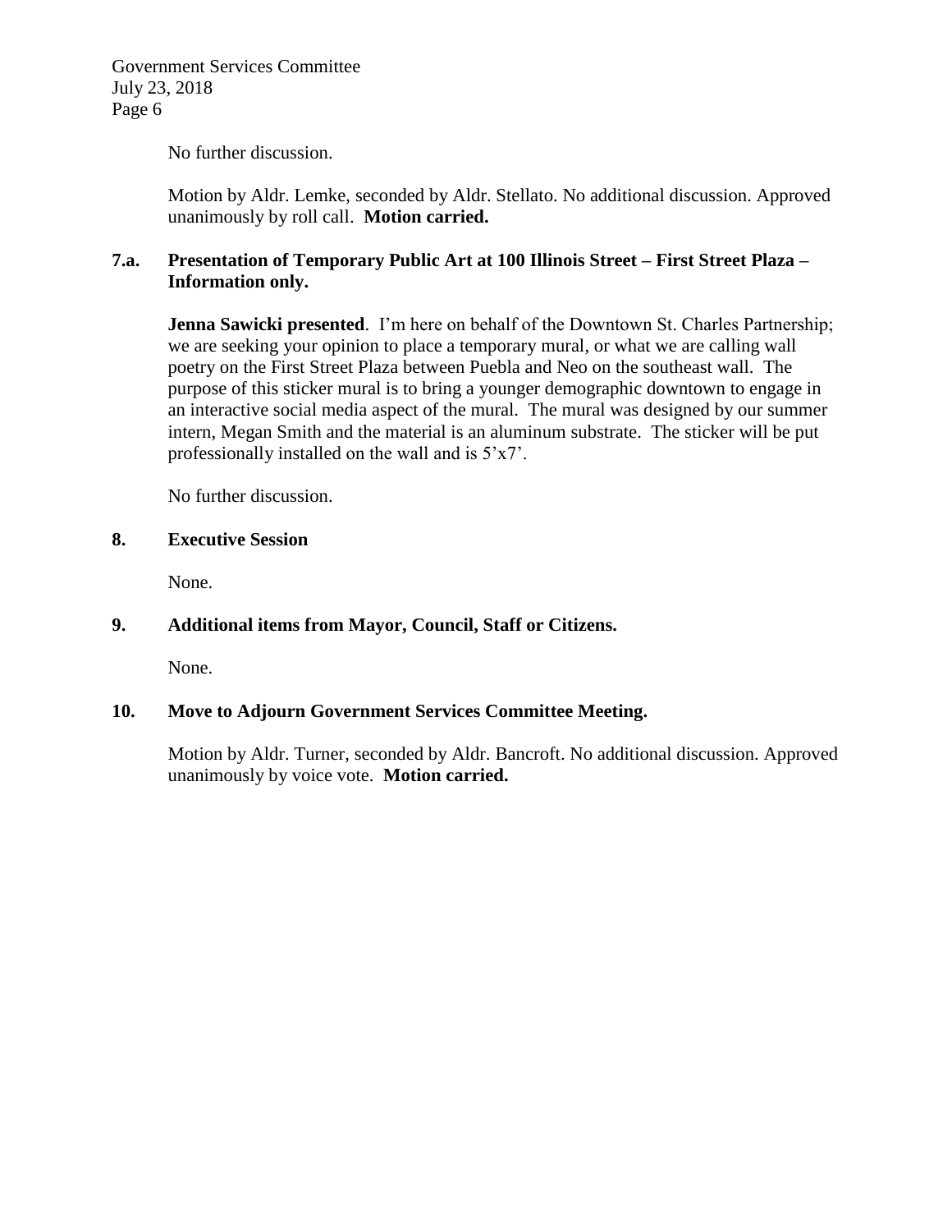No further discussion.

Motion by Aldr. Lemke, seconded by Aldr. Stellato. No additional discussion. Approved unanimously by roll call. **Motion carried.**

**7.a. Presentation of Temporary Public Art at 100 Illinois Street – First Street Plaza – Information only.**

**Jenna Sawicki presented**. I'm here on behalf of the Downtown St. Charles Partnership; we are seeking your opinion to place a temporary mural, or what we are calling wall poetry on the First Street Plaza between Puebla and Neo on the southeast wall. The purpose of this sticker mural is to bring a younger demographic downtown to engage in an interactive social media aspect of the mural. The mural was designed by our summer intern, Megan Smith and the material is an aluminum substrate. The sticker will be put professionally installed on the wall and is 5'x7'.

No further discussion.

**8. Executive Session**

None.

**9. Additional items from Mayor, Council, Staff or Citizens.**

None.

**10. Move to Adjourn Government Services Committee Meeting.**

Motion by Aldr. Turner, seconded by Aldr. Bancroft. No additional discussion. Approved unanimously by voice vote. **Motion carried.**